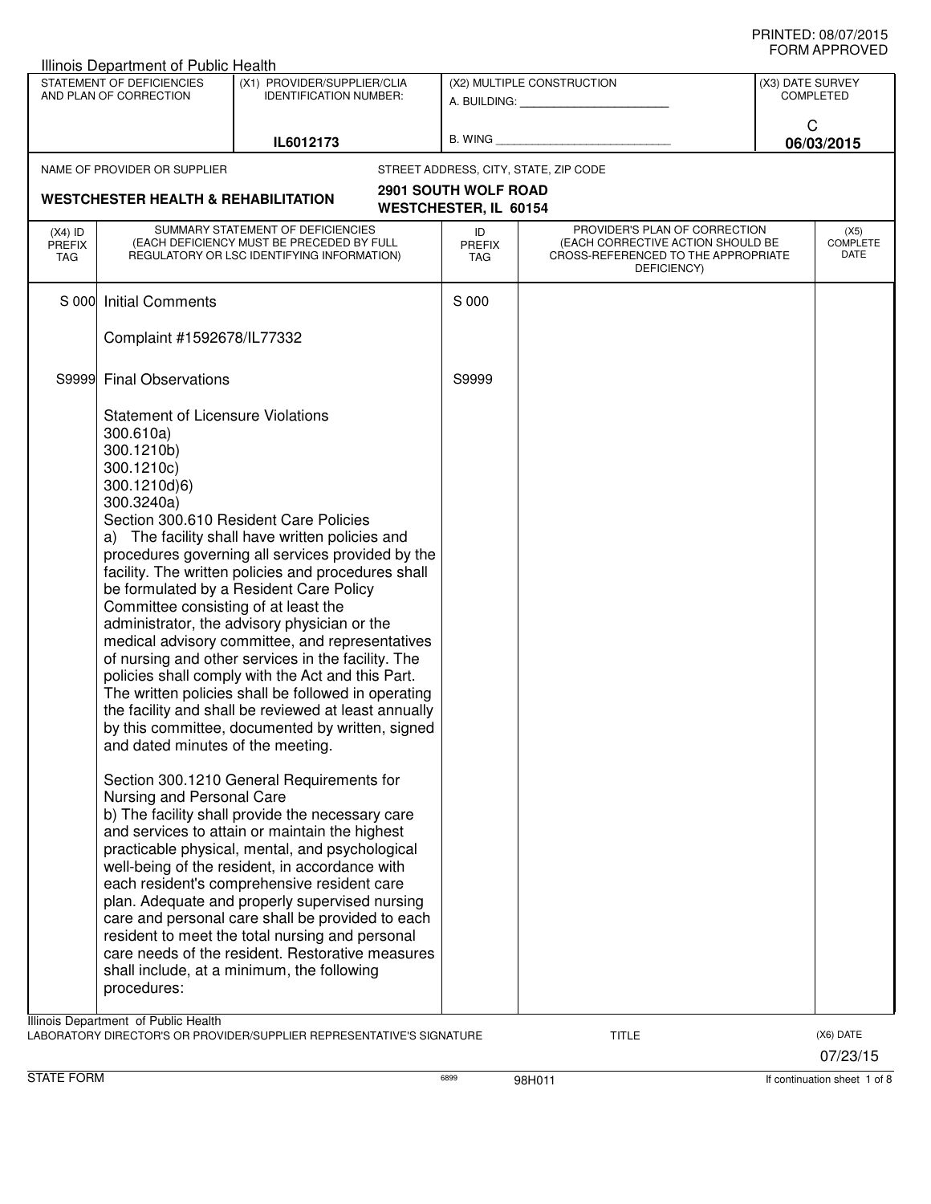Illinois Department of Public Health

| STATEMENT OF DEFICIENCIES AND PLAN OF CORRECTION | (X1) PROVIDER/SUPPLIER/CLIA IDENTIFICATION NUMBER: | (X2) MULTIPLE CONSTRUCTION | (X3) DATE SURVEY COMPLETED |
|---|---|---|---|
| | IL6012173 | A. BUILDING: ___ B. WING ___ | C 06/03/2015 |

NAME OF PROVIDER OR SUPPLIER: **WESTCHESTER HEALTH & REHABILITATION**

STREET ADDRESS, CITY, STATE, ZIP CODE: **2901 SOUTH WOLF ROAD, WESTCHESTER, IL 60154**

| (X4) ID PREFIX TAG | SUMMARY STATEMENT OF DEFICIENCIES (EACH DEFICIENCY MUST BE PRECEDED BY FULL REGULATORY OR LSC IDENTIFYING INFORMATION) | ID PREFIX TAG | PROVIDER'S PLAN OF CORRECTION (EACH CORRECTIVE ACTION SHOULD BE CROSS-REFERENCED TO THE APPROPRIATE DEFICIENCY) | (X5) COMPLETE DATE |
|---|---|---|---|---|
| S 000 | Initial Comments | S 000 | | |
| | Complaint #1592678/IL77332 | | | |
| S9999 | Final Observations | S9999 | | |

Statement of Licensure Violations
300.610a)
300.1210b)
300.1210c)
300.1210d)6)
300.3240a)

Section 300.610 Resident Care Policies

a) The facility shall have written policies and procedures governing all services provided by the facility. The written policies and procedures shall be formulated by a Resident Care Policy Committee consisting of at least the administrator, the advisory physician or the medical advisory committee, and representatives of nursing and other services in the facility. The policies shall comply with the Act and this Part. The written policies shall be followed in operating the facility and shall be reviewed at least annually by this committee, documented by written, signed and dated minutes of the meeting.

Section 300.1210 General Requirements for Nursing and Personal Care

b) The facility shall provide the necessary care and services to attain or maintain the highest practicable physical, mental, and psychological well-being of the resident, in accordance with each resident's comprehensive resident care plan. Adequate and properly supervised nursing care and personal care shall be provided to each resident to meet the total nursing and personal care needs of the resident. Restorative measures shall include, at a minimum, the following procedures:

Illinois Department of Public Health
LABORATORY DIRECTOR'S OR PROVIDER/SUPPLIER REPRESENTATIVE'S SIGNATURE — TITLE — (X6) DATE 07/23/15

STATE FORM 6899 98H011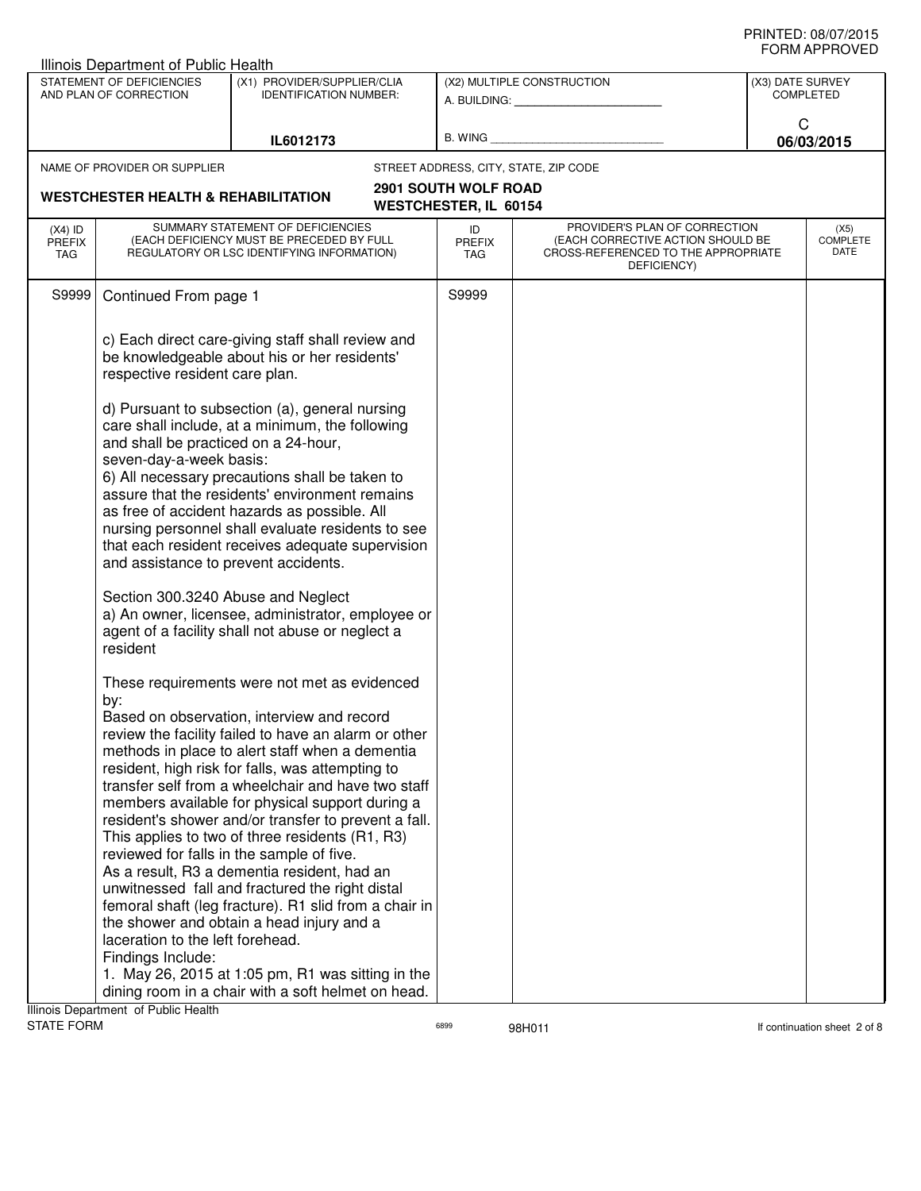Illinois Department of Public Health

| STATEMENT OF DEFICIENCIES AND PLAN OF CORRECTION | (X1) PROVIDER/SUPPLIER/CLIA IDENTIFICATION NUMBER: | (X2) MULTIPLE CONSTRUCTION | (X3) DATE SURVEY COMPLETED |
|---|---|---|---|
| | IL6012173 | A. BUILDING: ______ B. WING ______ | C 06/03/2015 |

NAME OF PROVIDER OR SUPPLIER: **WESTCHESTER HEALTH & REHABILITATION**

STREET ADDRESS, CITY, STATE, ZIP CODE: **2901 SOUTH WOLF ROAD WESTCHESTER, IL 60154**

| (X4) ID PREFIX TAG | SUMMARY STATEMENT OF DEFICIENCIES (EACH DEFICIENCY MUST BE PRECEDED BY FULL REGULATORY OR LSC IDENTIFYING INFORMATION) | ID PREFIX TAG | PROVIDER'S PLAN OF CORRECTION (EACH CORRECTIVE ACTION SHOULD BE CROSS-REFERENCED TO THE APPROPRIATE DEFICIENCY) | (X5) COMPLETE DATE |
|---|---|---|---|---|
| S9999 | Continued From page 1 | S9999 | | |

c) Each direct care-giving staff shall review and be knowledgeable about his or her residents' respective resident care plan.

d) Pursuant to subsection (a), general nursing care shall include, at a minimum, the following and shall be practiced on a 24-hour, seven-day-a-week basis:
6) All necessary precautions shall be taken to assure that the residents' environment remains as free of accident hazards as possible. All nursing personnel shall evaluate residents to see that each resident receives adequate supervision and assistance to prevent accidents.

Section 300.3240 Abuse and Neglect
a) An owner, licensee, administrator, employee or agent of a facility shall not abuse or neglect a resident

These requirements were not met as evidenced by:
Based on observation, interview and record review the facility failed to have an alarm or other methods in place to alert staff when a dementia resident, high risk for falls, was attempting to transfer self from a wheelchair and have two staff members available for physical support during a resident's shower and/or transfer to prevent a fall. This applies to two of three residents (R1, R3) reviewed for falls in the sample of five.
As a result, R3 a dementia resident, had an unwitnessed fall and fractured the right distal femoral shaft (leg fracture). R1 slid from a chair in the shower and obtain a head injury and a laceration to the left forehead.
Findings Include:
1. May 26, 2015 at 1:05 pm, R1 was sitting in the dining room in a chair with a soft helmet on head.

Illinois Department of Public Health
STATE FORM 6899 98H011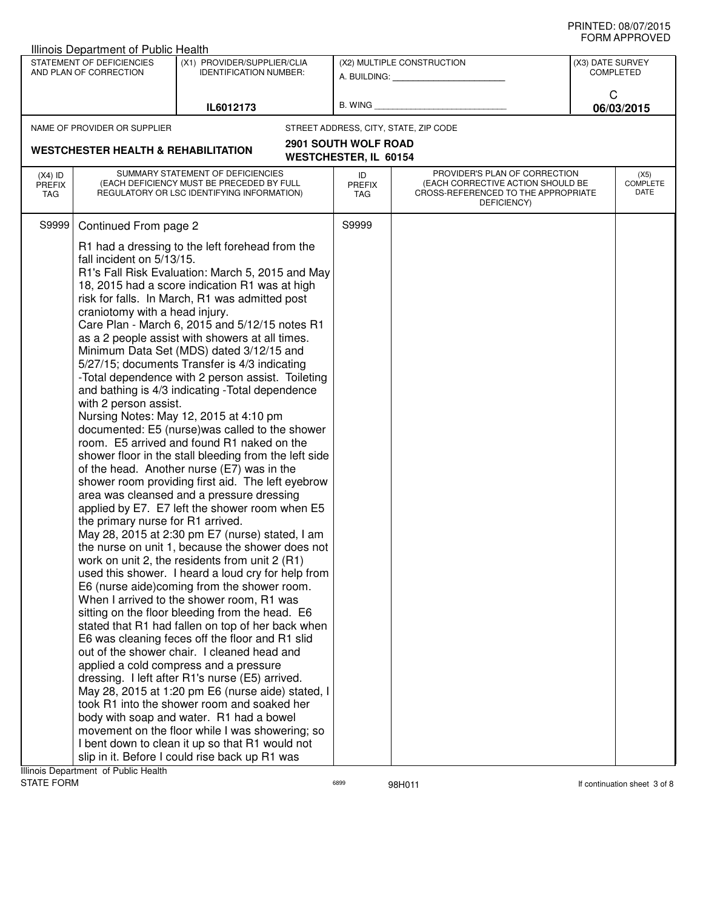PRINTED: 08/07/2015
FORM APPROVED

Illinois Department of Public Health

| STATEMENT OF DEFICIENCIES AND PLAN OF CORRECTION | (X1) PROVIDER/SUPPLIER/CLIA IDENTIFICATION NUMBER: | (X2) MULTIPLE CONSTRUCTION | (X3) DATE SURVEY COMPLETED |
|---|---|---|---|
| | IL6012173 | A. BUILDING: ______ B. WING ______ | C 06/03/2015 |

NAME OF PROVIDER OR SUPPLIER: **WESTCHESTER HEALTH & REHABILITATION**

STREET ADDRESS, CITY, STATE, ZIP CODE: **2901 SOUTH WOLF ROAD WESTCHESTER, IL 60154**

| (X4) ID PREFIX TAG | SUMMARY STATEMENT OF DEFICIENCIES (EACH DEFICIENCY MUST BE PRECEDED BY FULL REGULATORY OR LSC IDENTIFYING INFORMATION) | ID PREFIX TAG | PROVIDER'S PLAN OF CORRECTION (EACH CORRECTIVE ACTION SHOULD BE CROSS-REFERENCED TO THE APPROPRIATE DEFICIENCY) | (X5) COMPLETE DATE |
|---|---|---|---|---|
| S9999 | Continued From page 2 | S9999 | | |

R1 had a dressing to the left forehead from the fall incident on 5/13/15.
R1's Fall Risk Evaluation: March 5, 2015 and May 18, 2015 had a score indication R1 was at high risk for falls. In March, R1 was admitted post craniotomy with a head injury.
Care Plan - March 6, 2015 and 5/12/15 notes R1 as a 2 people assist with showers at all times.
Minimum Data Set (MDS) dated 3/12/15 and 5/27/15; documents Transfer is 4/3 indicating -Total dependence with 2 person assist. Toileting and bathing is 4/3 indicating -Total dependence with 2 person assist.
Nursing Notes: May 12, 2015 at 4:10 pm documented: E5 (nurse)was called to the shower room. E5 arrived and found R1 naked on the shower floor in the stall bleeding from the left side of the head. Another nurse (E7) was in the shower room providing first aid. The left eyebrow area was cleansed and a pressure dressing applied by E7. E7 left the shower room when E5 the primary nurse for R1 arrived.
May 28, 2015 at 2:30 pm E7 (nurse) stated, I am the nurse on unit 1, because the shower does not work on unit 2, the residents from unit 2 (R1) used this shower. I heard a loud cry for help from E6 (nurse aide)coming from the shower room. When I arrived to the shower room, R1 was sitting on the floor bleeding from the head. E6 stated that R1 had fallen on top of her back when E6 was cleaning feces off the floor and R1 slid out of the shower chair. I cleaned head and applied a cold compress and a pressure dressing. I left after R1's nurse (E5) arrived.
May 28, 2015 at 1:20 pm E6 (nurse aide) stated, I took R1 into the shower room and soaked her body with soap and water. R1 had a bowel movement on the floor while I was showering; so I bent down to clean it up so that R1 would not slip in it. Before I could rise back up R1 was

Illinois Department of Public Health
STATE FORM 6899 98H011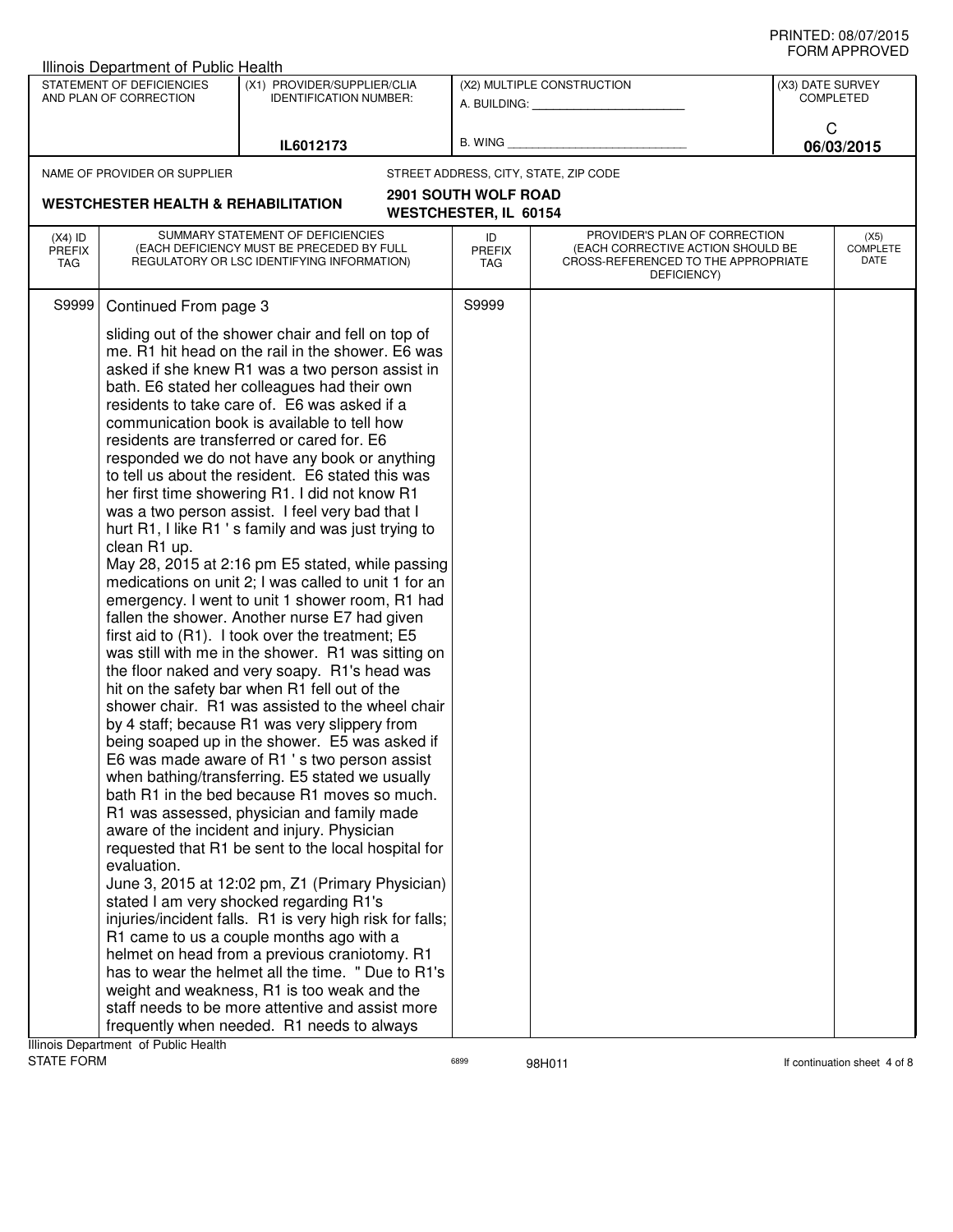PRINTED: 08/07/2015
FORM APPROVED

Illinois Department of Public Health

| STATEMENT OF DEFICIENCIES AND PLAN OF CORRECTION | (X1) PROVIDER/SUPPLIER/CLIA IDENTIFICATION NUMBER: | (X2) MULTIPLE CONSTRUCTION | (X3) DATE SURVEY COMPLETED |
|---|---|---|---|
| | IL6012173 | A. BUILDING: ______ B. WING ______ | C 06/03/2015 |

NAME OF PROVIDER OR SUPPLIER: **WESTCHESTER HEALTH & REHABILITATION**

STREET ADDRESS, CITY, STATE, ZIP CODE: **2901 SOUTH WOLF ROAD WESTCHESTER, IL 60154**

| (X4) ID PREFIX TAG | SUMMARY STATEMENT OF DEFICIENCIES (EACH DEFICIENCY MUST BE PRECEDED BY FULL REGULATORY OR LSC IDENTIFYING INFORMATION) | ID PREFIX TAG | PROVIDER'S PLAN OF CORRECTION (EACH CORRECTIVE ACTION SHOULD BE CROSS-REFERENCED TO THE APPROPRIATE DEFICIENCY) | (X5) COMPLETE DATE |
|---|---|---|---|---|
| S9999 | Continued From page 3 | S9999 | | |

sliding out of the shower chair and fell on top of me. R1 hit head on the rail in the shower. E6 was asked if she knew R1 was a two person assist in bath. E6 stated her colleagues had their own residents to take care of. E6 was asked if a communication book is available to tell how residents are transferred or cared for. E6 responded we do not have any book or anything to tell us about the resident. E6 stated this was her first time showering R1. I did not know R1 was a two person assist. I feel very bad that I hurt R1, I like R1 ' s family and was just trying to clean R1 up.
May 28, 2015 at 2:16 pm E5 stated, while passing medications on unit 2; I was called to unit 1 for an emergency. I went to unit 1 shower room, R1 had fallen the shower. Another nurse E7 had given first aid to (R1). I took over the treatment; E5 was still with me in the shower. R1 was sitting on the floor naked and very soapy. R1's head was hit on the safety bar when R1 fell out of the shower chair. R1 was assisted to the wheel chair by 4 staff; because R1 was very slippery from being soaped up in the shower. E5 was asked if E6 was made aware of R1 ' s two person assist when bathing/transferring. E5 stated we usually bath R1 in the bed because R1 moves so much. R1 was assessed, physician and family made aware of the incident and injury. Physician requested that R1 be sent to the local hospital for evaluation.
June 3, 2015 at 12:02 pm, Z1 (Primary Physician) stated I am very shocked regarding R1's injuries/incident falls. R1 is very high risk for falls; R1 came to us a couple months ago with a helmet on head from a previous craniotomy. R1 has to wear the helmet all the time. " Due to R1's weight and weakness, R1 is too weak and the staff needs to be more attentive and assist more frequently when needed. R1 needs to always

Illinois Department of Public Health
STATE FORM 6899 98H011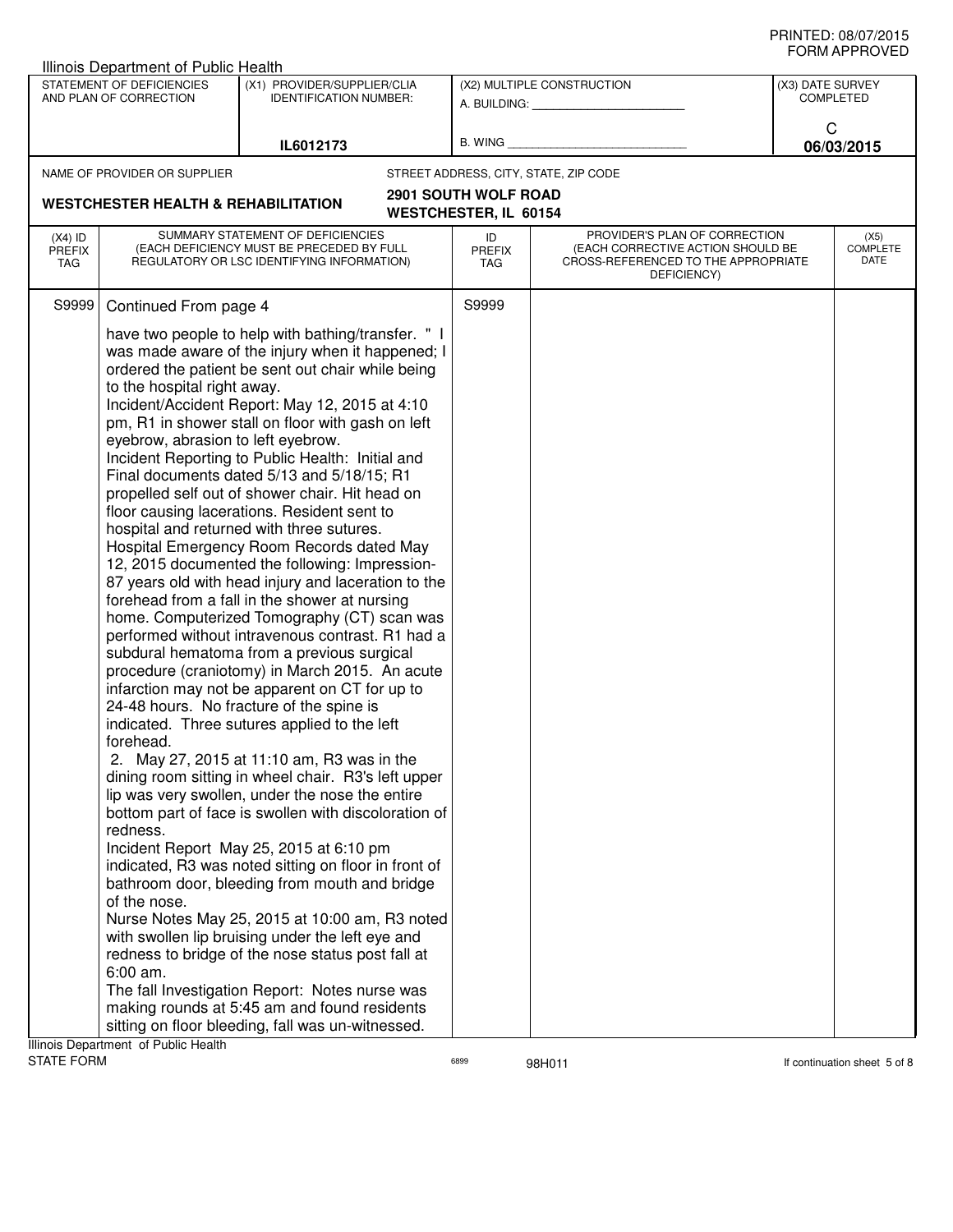Illinois Department of Public Health

| STATEMENT OF DEFICIENCIES AND PLAN OF CORRECTION | (X1) PROVIDER/SUPPLIER/CLIA IDENTIFICATION NUMBER: | (X2) MULTIPLE CONSTRUCTION | (X3) DATE SURVEY COMPLETED |
|---|---|---|---|
| | IL6012173 | A. BUILDING: ______ B. WING ______ | C 06/03/2015 |

NAME OF PROVIDER OR SUPPLIER: **WESTCHESTER HEALTH & REHABILITATION**

STREET ADDRESS, CITY, STATE, ZIP CODE: **2901 SOUTH WOLF ROAD WESTCHESTER, IL 60154**

| (X4) ID PREFIX TAG | SUMMARY STATEMENT OF DEFICIENCIES (EACH DEFICIENCY MUST BE PRECEDED BY FULL REGULATORY OR LSC IDENTIFYING INFORMATION) | ID PREFIX TAG | PROVIDER'S PLAN OF CORRECTION (EACH CORRECTIVE ACTION SHOULD BE CROSS-REFERENCED TO THE APPROPRIATE DEFICIENCY) | (X5) COMPLETE DATE |
|---|---|---|---|---|
| S9999 | Continued From page 4<br><br>have two people to help with bathing/transfer. " I was made aware of the injury when it happened; I ordered the patient be sent out chair while being to the hospital right away.<br>Incident/Accident Report: May 12, 2015 at 4:10 pm, R1 in shower stall on floor with gash on left eyebrow, abrasion to left eyebrow.<br>Incident Reporting to Public Health: Initial and Final documents dated 5/13 and 5/18/15; R1 propelled self out of shower chair. Hit head on floor causing lacerations. Resident sent to hospital and returned with three sutures.<br>Hospital Emergency Room Records dated May 12, 2015 documented the following: Impression- 87 years old with head injury and laceration to the forehead from a fall in the shower at nursing home. Computerized Tomography (CT) scan was performed without intravenous contrast. R1 had a subdural hematoma from a previous surgical procedure (craniotomy) in March 2015. An acute infarction may not be apparent on CT for up to 24-48 hours. No fracture of the spine is indicated. Three sutures applied to the left forehead.<br>2. May 27, 2015 at 11:10 am, R3 was in the dining room sitting in wheel chair. R3's left upper lip was very swollen, under the nose the entire bottom part of face is swollen with discoloration of redness.<br>Incident Report May 25, 2015 at 6:10 pm indicated, R3 was noted sitting on floor in front of bathroom door, bleeding from mouth and bridge of the nose.<br>Nurse Notes May 25, 2015 at 10:00 am, R3 noted with swollen lip bruising under the left eye and redness to bridge of the nose status post fall at 6:00 am.<br>The fall Investigation Report: Notes nurse was making rounds at 5:45 am and found residents sitting on floor bleeding, fall was un-witnessed. | S9999 | | |

Illinois Department of Public Health
STATE FORM 6899 98H011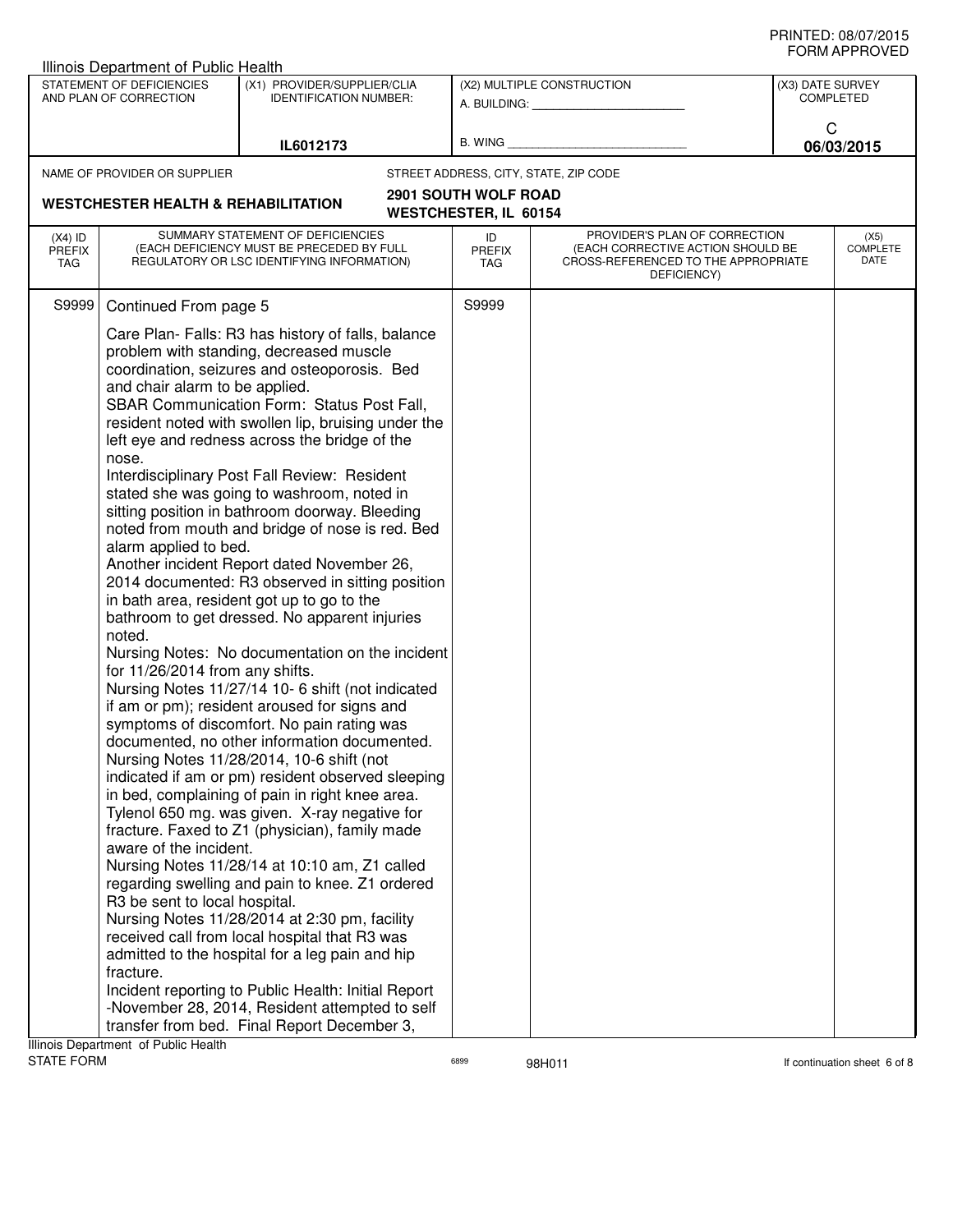PRINTED: 08/07/2015
FORM APPROVED

Illinois Department of Public Health

| STATEMENT OF DEFICIENCIES AND PLAN OF CORRECTION | (X1) PROVIDER/SUPPLIER/CLIA IDENTIFICATION NUMBER: | (X2) MULTIPLE CONSTRUCTION | (X3) DATE SURVEY COMPLETED |
|---|---|---|---|
| | IL6012173 | A. BUILDING: ______ B. WING ______ | C 06/03/2015 |

NAME OF PROVIDER OR SUPPLIER: **WESTCHESTER HEALTH & REHABILITATION**

STREET ADDRESS, CITY, STATE, ZIP CODE: **2901 SOUTH WOLF ROAD, WESTCHESTER, IL 60154**

| (X4) ID PREFIX TAG | SUMMARY STATEMENT OF DEFICIENCIES (EACH DEFICIENCY MUST BE PRECEDED BY FULL REGULATORY OR LSC IDENTIFYING INFORMATION) | ID PREFIX TAG | PROVIDER'S PLAN OF CORRECTION (EACH CORRECTIVE ACTION SHOULD BE CROSS-REFERENCED TO THE APPROPRIATE DEFICIENCY) | (X5) COMPLETE DATE |
|---|---|---|---|---|
| S9999 | Continued From page 5 | S9999 | | |

Care Plan- Falls: R3 has history of falls, balance problem with standing, decreased muscle coordination, seizures and osteoporosis. Bed and chair alarm to be applied.
SBAR Communication Form: Status Post Fall, resident noted with swollen lip, bruising under the left eye and redness across the bridge of the nose.
Interdisciplinary Post Fall Review: Resident stated she was going to washroom, noted in sitting position in bathroom doorway. Bleeding noted from mouth and bridge of nose is red. Bed alarm applied to bed.
Another incident Report dated November 26, 2014 documented: R3 observed in sitting position in bath area, resident got up to go to the bathroom to get dressed. No apparent injuries noted.
Nursing Notes: No documentation on the incident for 11/26/2014 from any shifts.
Nursing Notes 11/27/14 10- 6 shift (not indicated if am or pm); resident aroused for signs and symptoms of discomfort. No pain rating was documented, no other information documented.
Nursing Notes 11/28/2014, 10-6 shift (not indicated if am or pm) resident observed sleeping in bed, complaining of pain in right knee area. Tylenol 650 mg. was given. X-ray negative for fracture. Faxed to Z1 (physician), family made aware of the incident.
Nursing Notes 11/28/14 at 10:10 am, Z1 called regarding swelling and pain to knee. Z1 ordered R3 be sent to local hospital.
Nursing Notes 11/28/2014 at 2:30 pm, facility received call from local hospital that R3 was admitted to the hospital for a leg pain and hip fracture.
Incident reporting to Public Health: Initial Report -November 28, 2014, Resident attempted to self transfer from bed. Final Report December 3,

Illinois Department of Public Health
STATE FORM 6899 98H011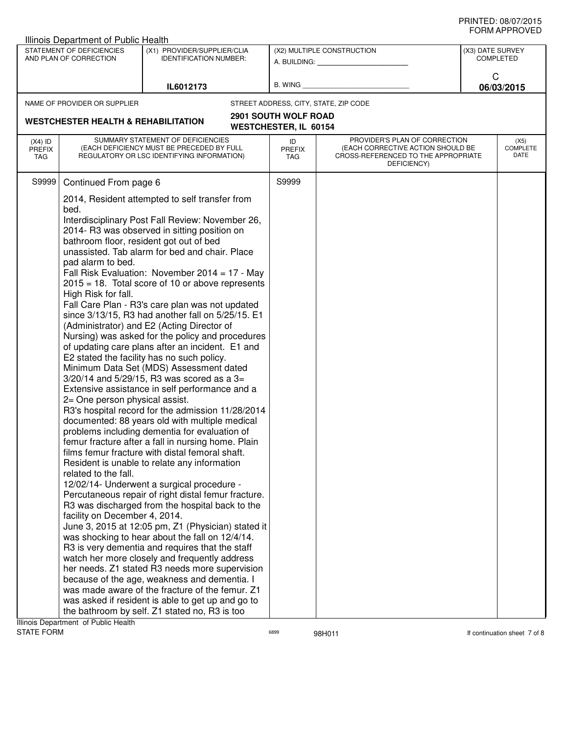Illinois Department of Public Health

| STATEMENT OF DEFICIENCIES AND PLAN OF CORRECTION | (X1) PROVIDER/SUPPLIER/CLIA IDENTIFICATION NUMBER: | (X2) MULTIPLE CONSTRUCTION | (X3) DATE SURVEY COMPLETED |
|---|---|---|---|
| | IL6012173 | A. BUILDING: ______ B. WING ______ | C 06/03/2015 |

NAME OF PROVIDER OR SUPPLIER: **WESTCHESTER HEALTH & REHABILITATION**

STREET ADDRESS, CITY, STATE, ZIP CODE: **2901 SOUTH WOLF ROAD WESTCHESTER, IL 60154**

| (X4) ID PREFIX TAG | SUMMARY STATEMENT OF DEFICIENCIES (EACH DEFICIENCY MUST BE PRECEDED BY FULL REGULATORY OR LSC IDENTIFYING INFORMATION) | ID PREFIX TAG | PROVIDER'S PLAN OF CORRECTION (EACH CORRECTIVE ACTION SHOULD BE CROSS-REFERENCED TO THE APPROPRIATE DEFICIENCY) | (X5) COMPLETE DATE |
|---|---|---|---|---|
| S9999 | Continued From page 6 | S9999 | | |

2014, Resident attempted to self transfer from bed.
Interdisciplinary Post Fall Review: November 26, 2014- R3 was observed in sitting position on bathroom floor, resident got out of bed unassisted. Tab alarm for bed and chair. Place pad alarm to bed.
Fall Risk Evaluation: November 2014 = 17 - May 2015 = 18. Total score of 10 or above represents High Risk for fall.
Fall Care Plan - R3's care plan was not updated since 3/13/15, R3 had another fall on 5/25/15. E1 (Administrator) and E2 (Acting Director of Nursing) was asked for the policy and procedures of updating care plans after an incident. E1 and E2 stated the facility has no such policy.
Minimum Data Set (MDS) Assessment dated 3/20/14 and 5/29/15, R3 was scored as a 3= Extensive assistance in self performance and a 2= One person physical assist.
R3's hospital record for the admission 11/28/2014 documented: 88 years old with multiple medical problems including dementia for evaluation of femur fracture after a fall in nursing home. Plain films femur fracture with distal femoral shaft. Resident is unable to relate any information related to the fall.
12/02/14- Underwent a surgical procedure - Percutaneous repair of right distal femur fracture. R3 was discharged from the hospital back to the facility on December 4, 2014.
June 3, 2015 at 12:05 pm, Z1 (Physician) stated it was shocking to hear about the fall on 12/4/14. R3 is very dementia and requires that the staff watch her more closely and frequently address her needs. Z1 stated R3 needs more supervision because of the age, weakness and dementia. I was made aware of the fracture of the femur. Z1 was asked if resident is able to get up and go to the bathroom by self. Z1 stated no, R3 is too

Illinois Department of Public Health
STATE FORM 6899 98H011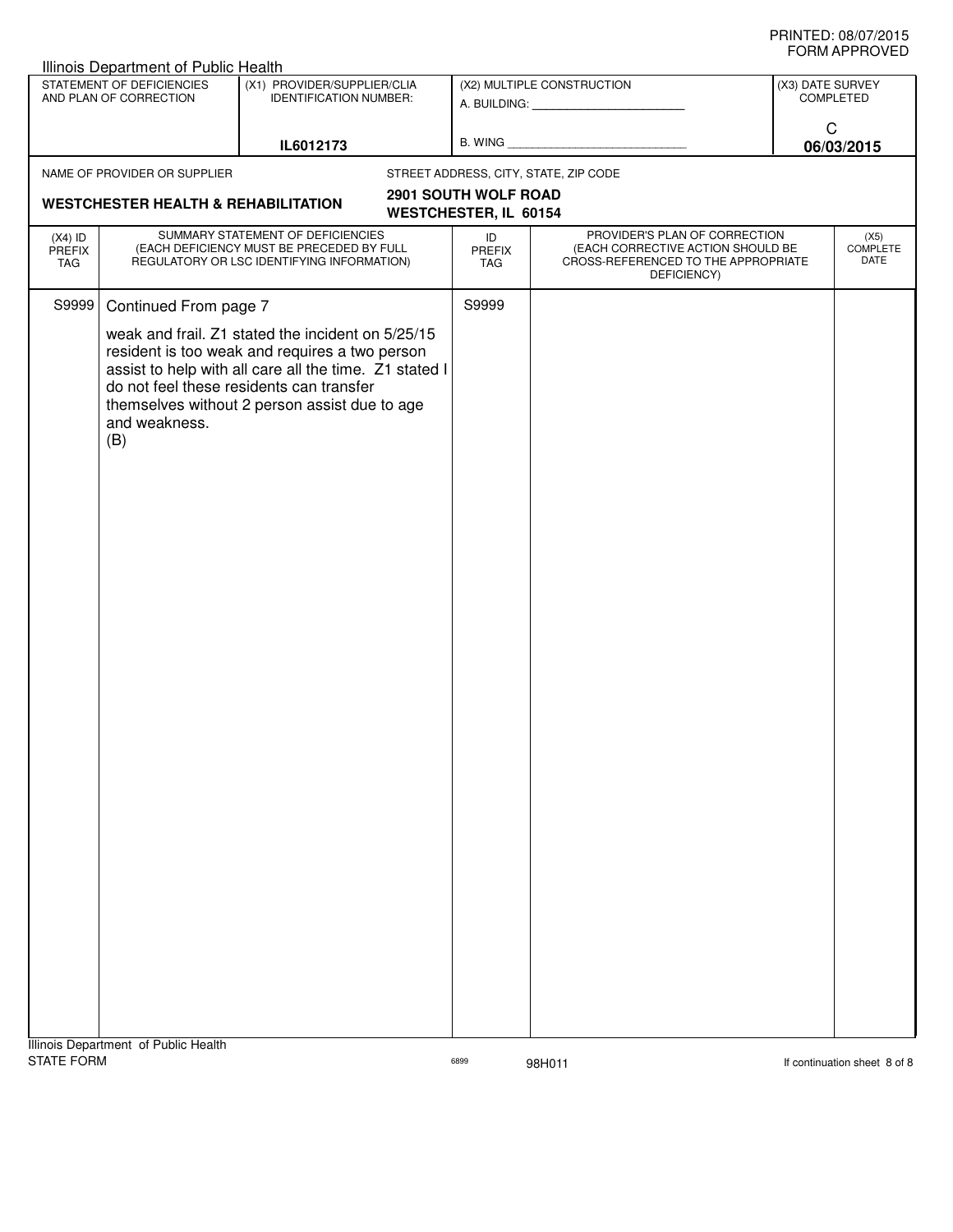Illinois Department of Public Health

| STATEMENT OF DEFICIENCIES AND PLAN OF CORRECTION | (X1) PROVIDER/SUPPLIER/CLIA IDENTIFICATION NUMBER: | (X2) MULTIPLE CONSTRUCTION | (X3) DATE SURVEY COMPLETED |
|---|---|---|---|
| | IL6012173 | A. BUILDING: ______ B. WING ______ | C 06/03/2015 |

NAME OF PROVIDER OR SUPPLIER: **WESTCHESTER HEALTH & REHABILITATION**

STREET ADDRESS, CITY, STATE, ZIP CODE: **2901 SOUTH WOLF ROAD WESTCHESTER, IL 60154**

| (X4) ID PREFIX TAG | SUMMARY STATEMENT OF DEFICIENCIES (EACH DEFICIENCY MUST BE PRECEDED BY FULL REGULATORY OR LSC IDENTIFYING INFORMATION) | ID PREFIX TAG | PROVIDER'S PLAN OF CORRECTION (EACH CORRECTIVE ACTION SHOULD BE CROSS-REFERENCED TO THE APPROPRIATE DEFICIENCY) | (X5) COMPLETE DATE |
|---|---|---|---|---|
| S9999 | Continued From page 7<br><br>weak and frail. Z1 stated the incident on 5/25/15 resident is too weak and requires a two person assist to help with all care all the time. Z1 stated I do not feel these residents can transfer themselves without 2 person assist due to age and weakness.<br>(B) | S9999 | | |

Illinois Department of Public Health
STATE FORM 6899 98H011